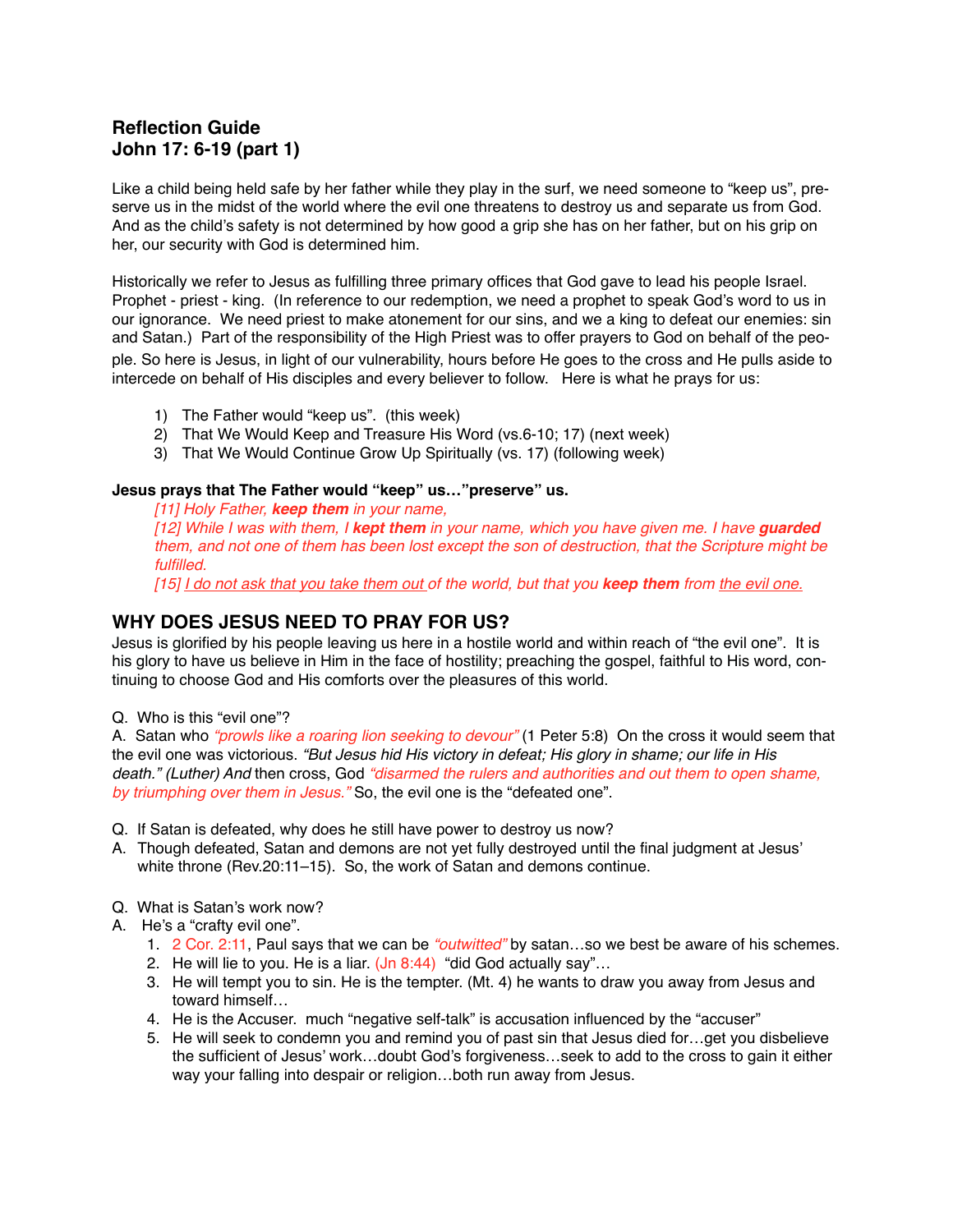# Reflection Guide
# John 17: 6-19 (part 1)

Like a child being held safe by her father while they play in the surf, we need someone to "keep us", preserve us in the midst of the world where the evil one threatens to destroy us and separate us from God. And as the child's safety is not determined by how good a grip she has on her father, but on his grip on her, our security with God is determined him.

Historically we refer to Jesus as fulfilling three primary offices that God gave to lead his people Israel. Prophet - priest - king. (In reference to our redemption, we need a prophet to speak God's word to us in our ignorance. We need priest to make atonement for our sins, and we a king to defeat our enemies: sin and Satan.) Part of the responsibility of the High Priest was to offer prayers to God on behalf of the people. So here is Jesus, in light of our vulnerability, hours before He goes to the cross and He pulls aside to intercede on behalf of His disciples and every believer to follow. Here is what he prays for us:

1) The Father would "keep us". (this week)
2) That We Would Keep and Treasure His Word (vs.6-10; 17) (next week)
3) That We Would Continue Grow Up Spiritually (vs. 17) (following week)

**Jesus prays that The Father would "keep" us…"preserve" us.**

> *[11] Holy Father, **keep them** in your name,*
> *[12] While I was with them, I **kept them** in your name, which you have given me. I have **guarded** them, and not one of them has been lost except the son of destruction, that the Scripture might be fulfilled.*
> *[15] <u>I do not ask that you take them out</u> of the world, but that you **keep them** from <u>the evil one.</u>*

## WHY DOES JESUS NEED TO PRAY FOR US?

Jesus is glorified by his people leaving us here in a hostile world and within reach of "the evil one". It is his glory to have us believe in Him in the face of hostility; preaching the gospel, faithful to His word, continuing to choose God and His comforts over the pleasures of this world.

Q. Who is this "evil one"?
A. Satan who *"prowls like a roaring lion seeking to devour"* (1 Peter 5:8) On the cross it would seem that the evil one was victorious. *"But Jesus hid His victory in defeat; His glory in shame; our life in His death." (Luther) And* then cross, God *"disarmed the rulers and authorities and out them to open shame, by triumphing over them in Jesus."* So, the evil one is the "defeated one".

Q. If Satan is defeated, why does he still have power to destroy us now?
A. Though defeated, Satan and demons are not yet fully destroyed until the final judgment at Jesus' white throne (Rev.20:11–15). So, the work of Satan and demons continue.

Q. What is Satan's work now?
A. He's a "crafty evil one".

1. 2 Cor. 2:11, Paul says that we can be *"outwitted"* by satan…so we best be aware of his schemes.
2. He will lie to you. He is a liar. (Jn 8:44) "did God actually say"…
3. He will tempt you to sin. He is the tempter. (Mt. 4) he wants to draw you away from Jesus and toward himself…
4. He is the Accuser. much "negative self-talk" is accusation influenced by the "accuser"
5. He will seek to condemn you and remind you of past sin that Jesus died for…get you disbelieve the sufficient of Jesus' work…doubt God's forgiveness…seek to add to the cross to gain it either way your falling into despair or religion…both run away from Jesus.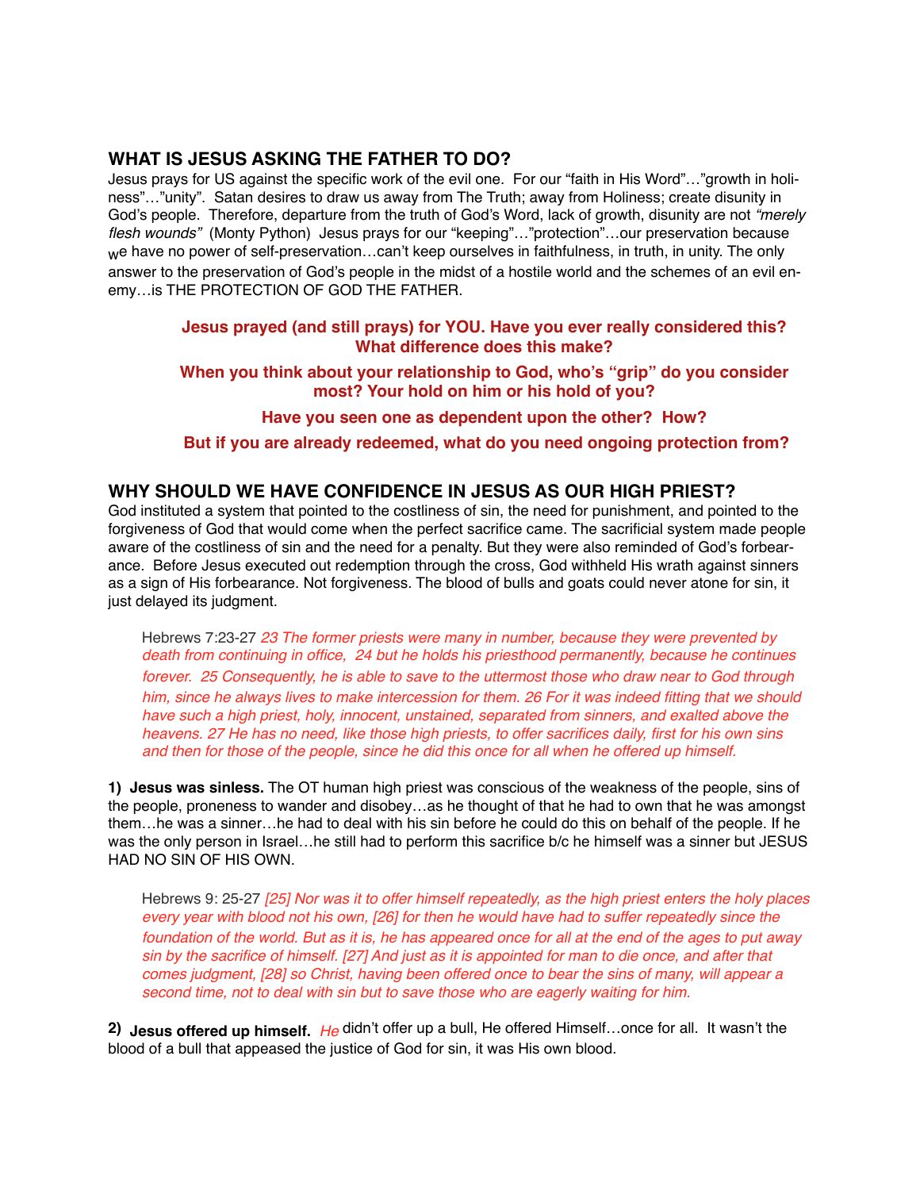## WHAT IS JESUS ASKING THE FATHER TO DO?

Jesus prays for US against the specific work of the evil one. For our "faith in His Word"…"growth in holiness"…"unity". Satan desires to draw us away from The Truth; away from Holiness; create disunity in God's people. Therefore, departure from the truth of God's Word, lack of growth, disunity are not *"merely flesh wounds"* (Monty Python) Jesus prays for our "keeping"…"protection"…our preservation because we have no power of self-preservation…can't keep ourselves in faithfulness, in truth, in unity. The only answer to the preservation of God's people in the midst of a hostile world and the schemes of an evil enemy…is THE PROTECTION OF GOD THE FATHER.

**Jesus prayed (and still prays) for YOU. Have you ever really considered this? What difference does this make?**

**When you think about your relationship to God, who's "grip" do you consider most? Your hold on him or his hold of you?**

**Have you seen one as dependent upon the other? How?**

**But if you are already redeemed, what do you need ongoing protection from?**

## WHY SHOULD WE HAVE CONFIDENCE IN JESUS AS OUR HIGH PRIEST?

God instituted a system that pointed to the costliness of sin, the need for punishment, and pointed to the forgiveness of God that would come when the perfect sacrifice came. The sacrificial system made people aware of the costliness of sin and the need for a penalty. But they were also reminded of God's forbearance. Before Jesus executed out redemption through the cross, God withheld His wrath against sinners as a sign of His forbearance. Not forgiveness. The blood of bulls and goats could never atone for sin, it just delayed its judgment.

> Hebrews 7:23-27 *23 The former priests were many in number, because they were prevented by death from continuing in office, 24 but he holds his priesthood permanently, because he continues forever. 25 Consequently, he is able to save to the uttermost those who draw near to God through him, since he always lives to make intercession for them. 26 For it was indeed fitting that we should have such a high priest, holy, innocent, unstained, separated from sinners, and exalted above the heavens. 27 He has no need, like those high priests, to offer sacrifices daily, first for his own sins and then for those of the people, since he did this once for all when he offered up himself.*

**1) Jesus was sinless.** The OT human high priest was conscious of the weakness of the people, sins of the people, proneness to wander and disobey…as he thought of that he had to own that he was amongst them…he was a sinner…he had to deal with his sin before he could do this on behalf of the people. If he was the only person in Israel…he still had to perform this sacrifice b/c he himself was a sinner but JESUS HAD NO SIN OF HIS OWN.

> Hebrews 9: 25-27 *[25] Nor was it to offer himself repeatedly, as the high priest enters the holy places every year with blood not his own, [26] for then he would have had to suffer repeatedly since the foundation of the world. But as it is, he has appeared once for all at the end of the ages to put away sin by the sacrifice of himself. [27] And just as it is appointed for man to die once, and after that comes judgment, [28] so Christ, having been offered once to bear the sins of many, will appear a second time, not to deal with sin but to save those who are eagerly waiting for him.*

**2) Jesus offered up himself.** *He* didn't offer up a bull, He offered Himself…once for all. It wasn't the blood of a bull that appeased the justice of God for sin, it was His own blood.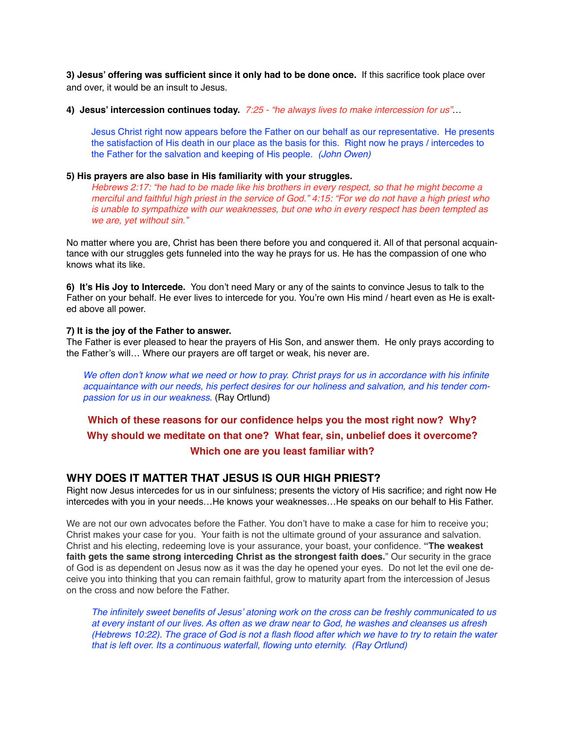**3) Jesus' offering was sufficient since it only had to be done once.** If this sacrifice took place over and over, it would be an insult to Jesus.

**4) Jesus' intercession continues today.** *7:25 - "he always lives to make intercession for us"*…

> Jesus Christ right now appears before the Father on our behalf as our representative. He presents the satisfaction of His death in our place as the basis for this. Right now he prays / intercedes to the Father for the salvation and keeping of His people. *(John Owen)*

**5) His prayers are also base in His familiarity with your struggles.**

> *Hebrews 2:17: "he had to be made like his brothers in every respect, so that he might become a merciful and faithful high priest in the service of God." 4:15: "For we do not have a high priest who is unable to sympathize with our weaknesses, but one who in every respect has been tempted as we are, yet without sin."*

No matter where you are, Christ has been there before you and conquered it. All of that personal acquaintance with our struggles gets funneled into the way he prays for us. He has the compassion of one who knows what its like.

**6) It's His Joy to Intercede.** You don't need Mary or any of the saints to convince Jesus to talk to the Father on your behalf. He ever lives to intercede for you. You're own His mind / heart even as He is exalted above all power.

**7) It is the joy of the Father to answer.**
The Father is ever pleased to hear the prayers of His Son, and answer them. He only prays according to the Father's will… Where our prayers are off target or weak, his never are.

> *We often don't know what we need or how to pray. Christ prays for us in accordance with his infinite acquaintance with our needs, his perfect desires for our holiness and salvation, and his tender compassion for us in our weakness.* (Ray Ortlund)

**Which of these reasons for our confidence helps you the most right now? Why?**
**Why should we meditate on that one? What fear, sin, unbelief does it overcome?**
**Which one are you least familiar with?**

## WHY DOES IT MATTER THAT JESUS IS OUR HIGH PRIEST?

Right now Jesus intercedes for us in our sinfulness; presents the victory of His sacrifice; and right now He intercedes with you in your needs…He knows your weaknesses…He speaks on our behalf to His Father.

We are not our own advocates before the Father. You don't have to make a case for him to receive you; Christ makes your case for you. Your faith is not the ultimate ground of your assurance and salvation. Christ and his electing, redeeming love is your assurance, your boast, your confidence. **"The weakest faith gets the same strong interceding Christ as the strongest faith does."** Our security in the grace of God is as dependent on Jesus now as it was the day he opened your eyes. Do not let the evil one deceive you into thinking that you can remain faithful, grow to maturity apart from the intercession of Jesus on the cross and now before the Father.

> *The infinitely sweet benefits of Jesus' atoning work on the cross can be freshly communicated to us at every instant of our lives. As often as we draw near to God, he washes and cleanses us afresh (Hebrews 10:22). The grace of God is not a flash flood after which we have to try to retain the water that is left over. Its a continuous waterfall, flowing unto eternity. (Ray Ortlund)*